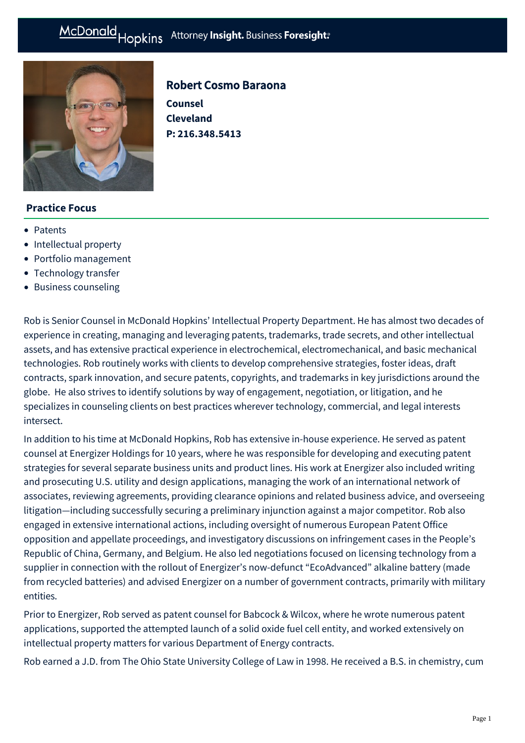# Robert Cosmo Baraona

**Counsel**

**Cleveland**

**P: 216.348.5413**

## Practice Focus

- Patents
- Intellectual property
- Portfolio management
- Technology transfer
- Business counseling

Rob is Senior Counsel in McDonald Hopkins' Intellectual Property Department. He has almost two decades of experience in creating, managing and leveraging patents, trademarks, trade secrets, and other intellectual assets, and has extensive practical experience in electrochemical, electromechanical, and basic mechanical technologies. Rob routinely works with clients to develop comprehensive strategies, foster ideas, draft contracts, spark innovation, and secure patents, copyrights, and trademarks in key jurisdictions around the globe. He also strives to identify solutions by way of engagement, negotiation, or litigation, and he specializes in counseling clients on best practices wherever technology, commercial, and legal interests intersect.

In addition to his time at McDonald Hopkins, Rob has extensive in-house experience. He served as patent counsel at Energizer Holdings for 10 years, where he was responsible for developing and executing patent strategies for several separate business units and product lines. His work at Energizer also included writing and prosecuting U.S. utility and design applications, managing the work of an international network of associates, reviewing agreements, providing clearance opinions and related business advice, and overseeing litigation—including successfully securing a preliminary injunction against a major competitor. Rob also engaged in extensive international actions, including oversight of numerous European Patent Office opposition and appellate proceedings, and investigatory discussions on infringement cases in the People's Republic of China, Germany, and Belgium. He also led negotiations focused on licensing technology from a supplier in connection with the rollout of Energizer's now-defunct "EcoAdvanced" alkaline battery (made from recycled batteries) and advised Energizer on a number of government contracts, primarily with military entities.

Prior to Energizer, Rob served as patent counsel for Babcock & Wilcox, where he wrote numerous patent applications, supported the attempted launch of a solid oxide fuel cell entity, and worked extensively on intellectual property matters for various Department of Energy contracts.

Rob earned a J.D. from The Ohio State University College of Law in 1998. He received a B.S. in chemistry, cum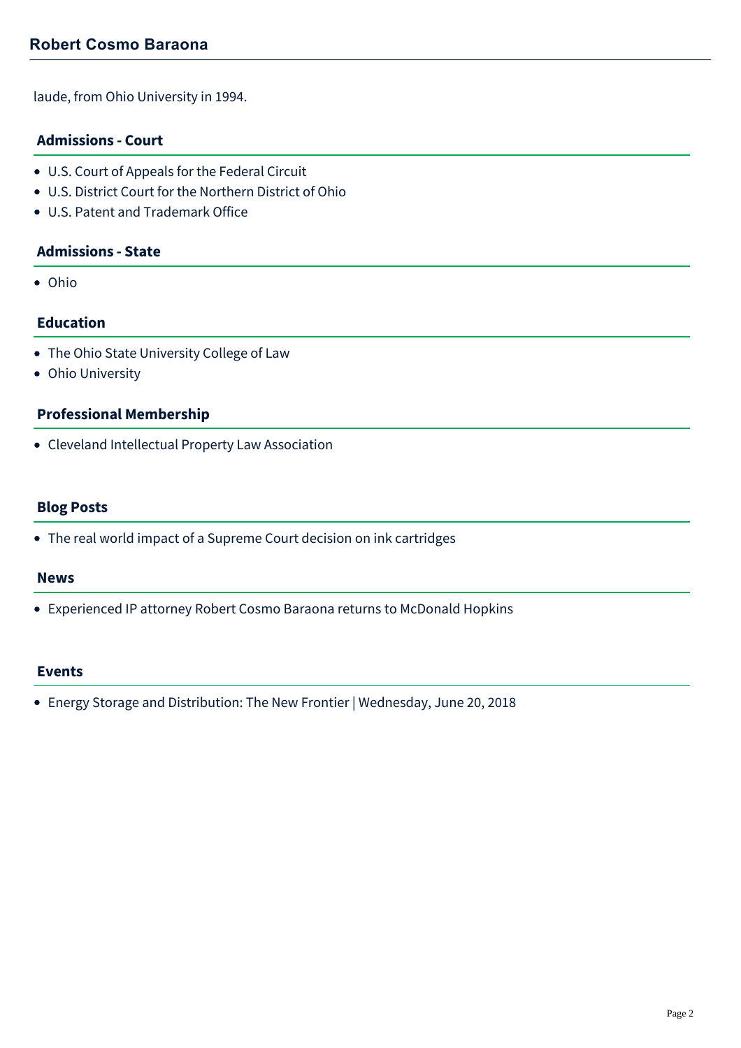laude, from Ohio University in 1994.

### Admissions - Court

- U.S. Court of Appeals for the Federal Circuit
- U.S. District Court for the Northern District of Ohio
- U.S. Patent and Trademark Office

### Admissions - State

- Ohio

### Education

- The Ohio State University College of Law
- Ohio University

### Professional Membership

- Cleveland Intellectual Property Law Association

### Blog Posts

- The real world impact of a Supreme Court decision on ink cartridges

### News

- Experienced IP attorney Robert Cosmo Baraona returns to McDonald Hopkins

### Events

- Energy Storage and Distribution: The New Frontier | Wednesday, June 20, 2018